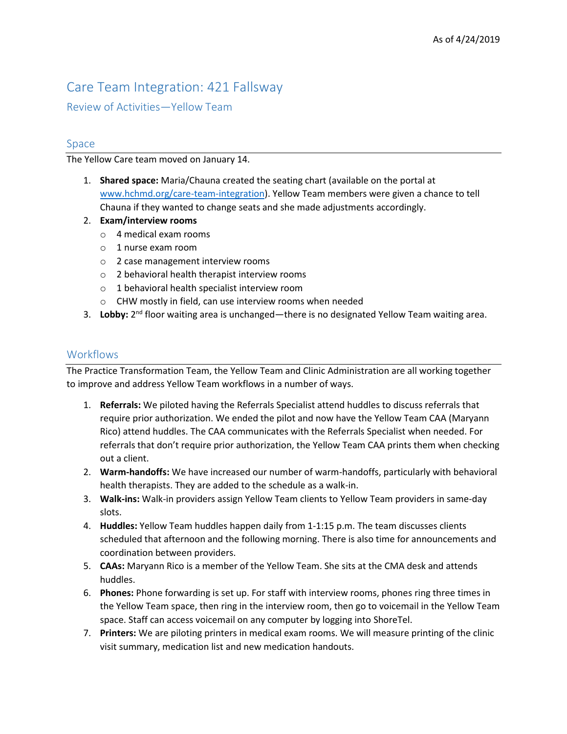As of 4/24/2019

# Care Team Integration: 421 Fallsway

## Review of Activities—Yellow Team

### Space

The Yellow Care team moved on January 14.

1. **Shared space:** Maria/Chauna created the seating chart (available on the portal at [www.hchmd.org/care-team-integration](www.hchmd.org/care-team-integration)). Yellow Team members were given a chance to tell Chauna if they wanted to change seats and she made adjustments accordingly.
2. **Exam/interview rooms**
   - 4 medical exam rooms
   - 1 nurse exam room
   - 2 case management interview rooms
   - 2 behavioral health therapist interview rooms
   - 1 behavioral health specialist interview room
   - CHW mostly in field, can use interview rooms when needed
3. **Lobby:** 2nd floor waiting area is unchanged—there is no designated Yellow Team waiting area.

### Workflows

The Practice Transformation Team, the Yellow Team and Clinic Administration are all working together to improve and address Yellow Team workflows in a number of ways.

1. **Referrals:** We piloted having the Referrals Specialist attend huddles to discuss referrals that require prior authorization. We ended the pilot and now have the Yellow Team CAA (Maryann Rico) attend huddles. The CAA communicates with the Referrals Specialist when needed. For referrals that don't require prior authorization, the Yellow Team CAA prints them when checking out a client.
2. **Warm-handoffs:** We have increased our number of warm-handoffs, particularly with behavioral health therapists. They are added to the schedule as a walk-in.
3. **Walk-ins:** Walk-in providers assign Yellow Team clients to Yellow Team providers in same-day slots.
4. **Huddles:** Yellow Team huddles happen daily from 1-1:15 p.m. The team discusses clients scheduled that afternoon and the following morning. There is also time for announcements and coordination between providers.
5. **CAAs:** Maryann Rico is a member of the Yellow Team. She sits at the CMA desk and attends huddles.
6. **Phones:** Phone forwarding is set up. For staff with interview rooms, phones ring three times in the Yellow Team space, then ring in the interview room, then go to voicemail in the Yellow Team space. Staff can access voicemail on any computer by logging into ShoreTel.
7. **Printers:** We are piloting printers in medical exam rooms. We will measure printing of the clinic visit summary, medication list and new medication handouts.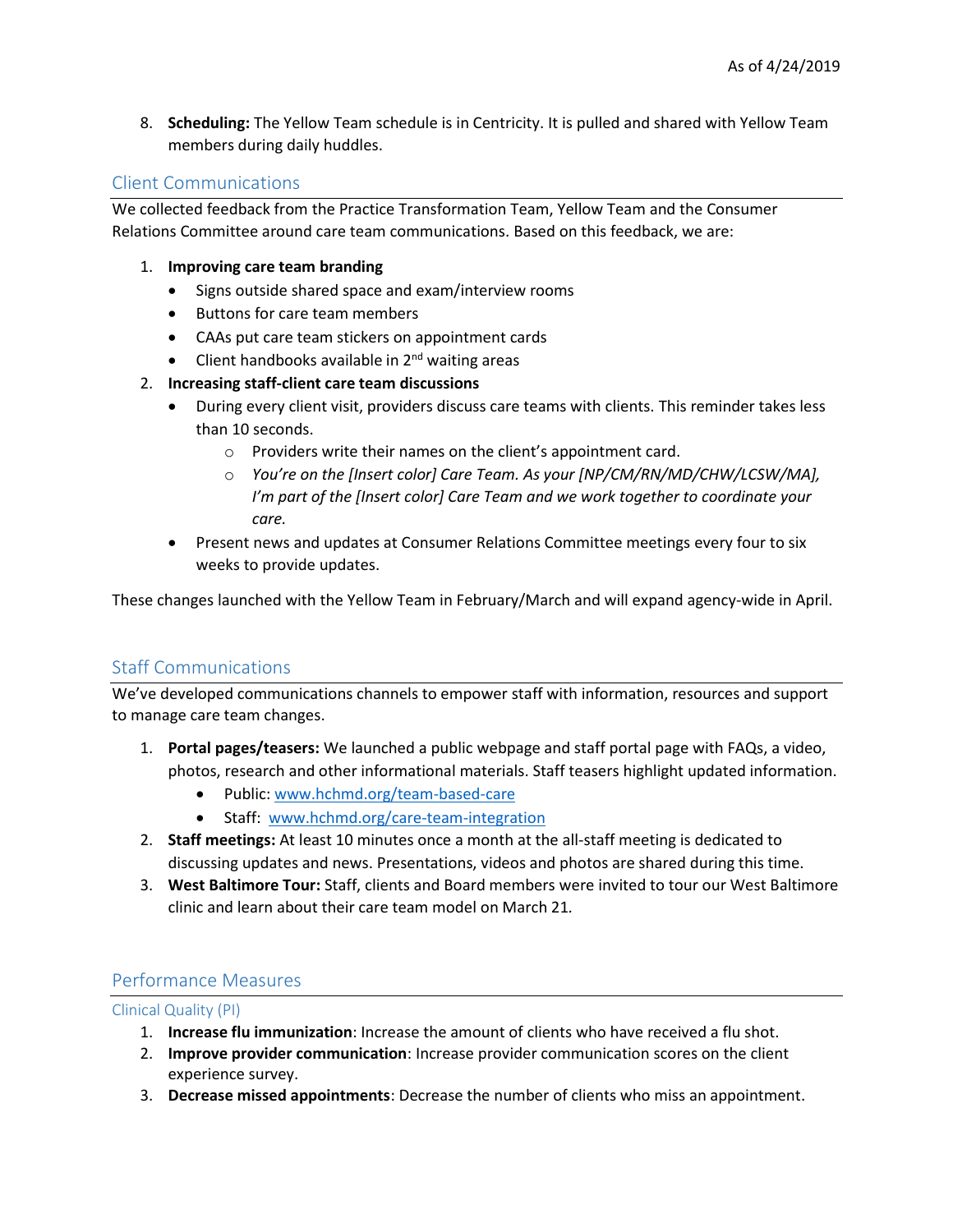8. **Scheduling:** The Yellow Team schedule is in Centricity. It is pulled and shared with Yellow Team members during daily huddles.

## Client Communications

We collected feedback from the Practice Transformation Team, Yellow Team and the Consumer Relations Committee around care team communications. Based on this feedback, we are:

1. **Improving care team branding**
   - Signs outside shared space and exam/interview rooms
   - Buttons for care team members
   - CAAs put care team stickers on appointment cards
   - Client handbooks available in 2nd waiting areas
2. **Increasing staff-client care team discussions**
   - During every client visit, providers discuss care teams with clients. This reminder takes less than 10 seconds.
     - Providers write their names on the client's appointment card.
     - *You're on the [Insert color] Care Team. As your [NP/CM/RN/MD/CHW/LCSW/MA], I'm part of the [Insert color] Care Team and we work together to coordinate your care.*
   - Present news and updates at Consumer Relations Committee meetings every four to six weeks to provide updates.

These changes launched with the Yellow Team in February/March and will expand agency-wide in April.

## Staff Communications

We've developed communications channels to empower staff with information, resources and support to manage care team changes.

1. **Portal pages/teasers:** We launched a public webpage and staff portal page with FAQs, a video, photos, research and other informational materials. Staff teasers highlight updated information.
   - Public: [www.hchmd.org/team-based-care](www.hchmd.org/team-based-care)
   - Staff: [www.hchmd.org/care-team-integration](www.hchmd.org/care-team-integration)
2. **Staff meetings:** At least 10 minutes once a month at the all-staff meeting is dedicated to discussing updates and news. Presentations, videos and photos are shared during this time.
3. **West Baltimore Tour:** Staff, clients and Board members were invited to tour our West Baltimore clinic and learn about their care team model on March 21.

## Performance Measures

### Clinical Quality (PI)

1. **Increase flu immunization**: Increase the amount of clients who have received a flu shot.
2. **Improve provider communication**: Increase provider communication scores on the client experience survey.
3. **Decrease missed appointments**: Decrease the number of clients who miss an appointment.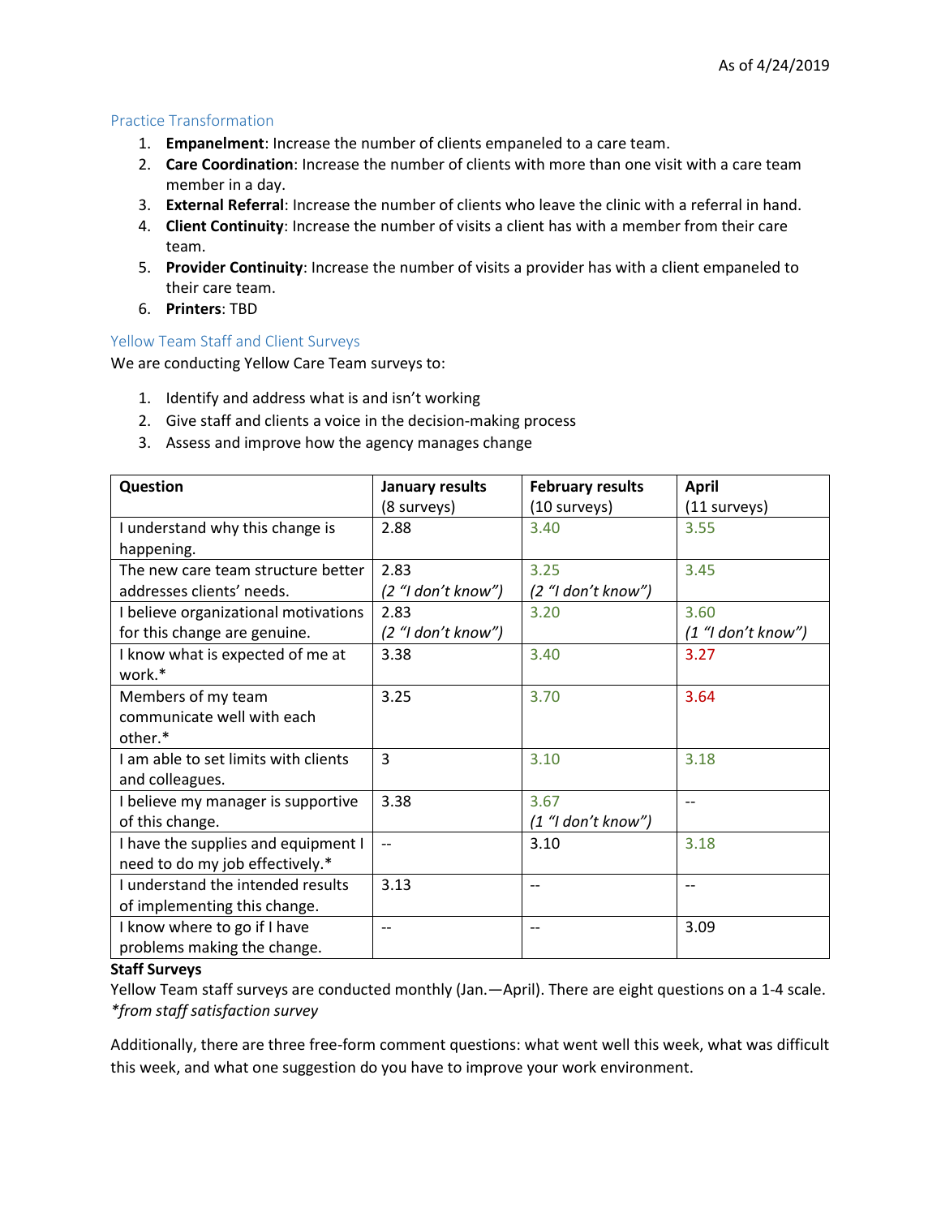As of 4/24/2019

## Practice Transformation

1. **Empanelment**: Increase the number of clients empaneled to a care team.
2. **Care Coordination**: Increase the number of clients with more than one visit with a care team member in a day.
3. **External Referral**: Increase the number of clients who leave the clinic with a referral in hand.
4. **Client Continuity**: Increase the number of visits a client has with a member from their care team.
5. **Provider Continuity**: Increase the number of visits a provider has with a client empaneled to their care team.
6. **Printers**: TBD

## Yellow Team Staff and Client Surveys

We are conducting Yellow Care Team surveys to:

1. Identify and address what is and isn't working
2. Give staff and clients a voice in the decision-making process
3. Assess and improve how the agency manages change

| Question | January results (8 surveys) | February results (10 surveys) | April (11 surveys) |
|---|---|---|---|
| I understand why this change is happening. | 2.88 | 3.40 | 3.55 |
| The new care team structure better addresses clients' needs. | 2.83 *(2 "I don't know")* | 3.25 *(2 "I don't know")* | 3.45 |
| I believe organizational motivations for this change are genuine. | 2.83 *(2 "I don't know")* | 3.20 | 3.60 *(1 "I don't know")* |
| I know what is expected of me at work.* | 3.38 | 3.40 | 3.27 |
| Members of my team communicate well with each other.* | 3.25 | 3.70 | 3.64 |
| I am able to set limits with clients and colleagues. | 3 | 3.10 | 3.18 |
| I believe my manager is supportive of this change. | 3.38 | 3.67 *(1 "I don't know")* | -- |
| I have the supplies and equipment I need to do my job effectively.* | -- | 3.10 | 3.18 |
| I understand the intended results of implementing this change. | 3.13 | -- | -- |
| I know where to go if I have problems making the change. | -- | -- | 3.09 |

**Staff Surveys**

Yellow Team staff surveys are conducted monthly (Jan.—April). There are eight questions on a 1-4 scale.
*\*from staff satisfaction survey*

Additionally, there are three free-form comment questions: what went well this week, what was difficult this week, and what one suggestion do you have to improve your work environment.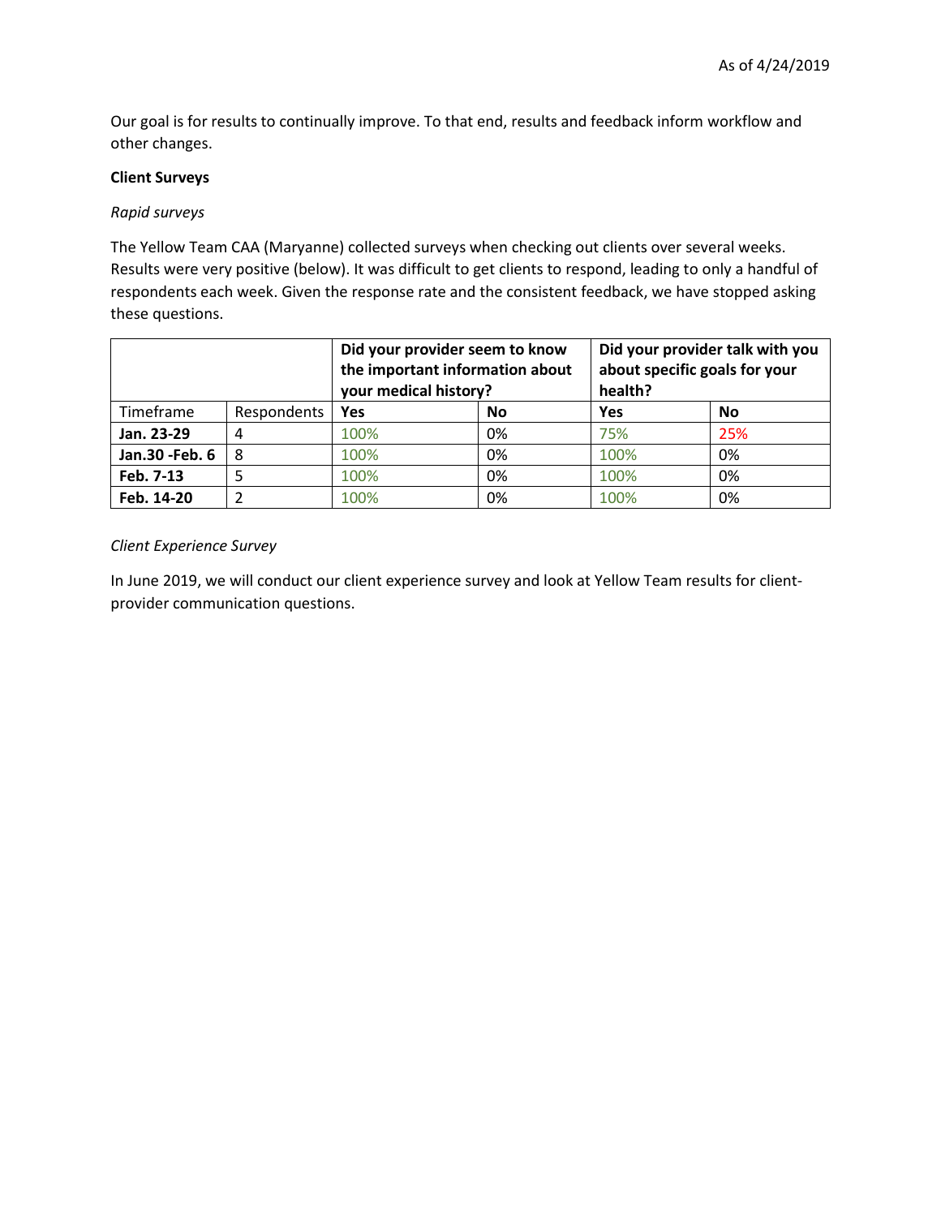As of 4/24/2019

Our goal is for results to continually improve. To that end, results and feedback inform workflow and other changes.

**Client Surveys**

*Rapid surveys*

The Yellow Team CAA (Maryanne) collected surveys when checking out clients over several weeks. Results were very positive (below). It was difficult to get clients to respond, leading to only a handful of respondents each week. Given the response rate and the consistent feedback, we have stopped asking these questions.

| | | **Did your provider seem to know the important information about your medical history?** | | **Did your provider talk with you about specific goals for your health?** | |
|---|---|---|---|---|---|
| Timeframe | Respondents | **Yes** | **No** | **Yes** | **No** |
| **Jan. 23-29** | 4 | 100% | 0% | 75% | 25% |
| **Jan.30 -Feb. 6** | 8 | 100% | 0% | 100% | 0% |
| **Feb. 7-13** | 5 | 100% | 0% | 100% | 0% |
| **Feb. 14-20** | 2 | 100% | 0% | 100% | 0% |

*Client Experience Survey*

In June 2019, we will conduct our client experience survey and look at Yellow Team results for client-provider communication questions.